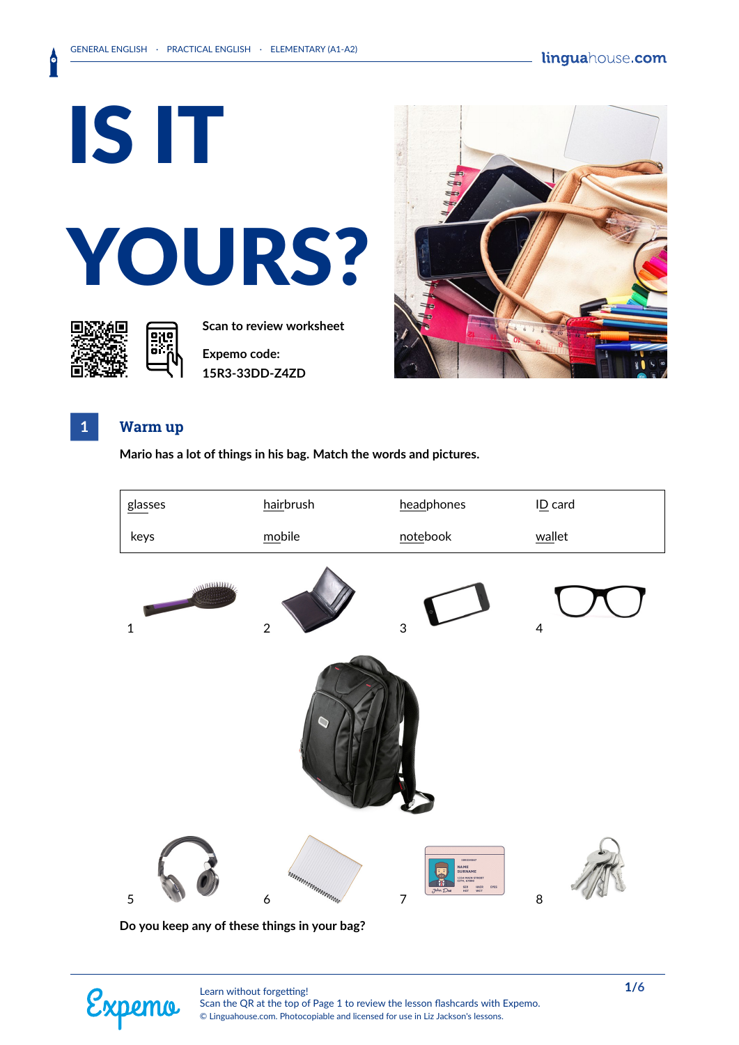GENERAL ENGLISH · PRACTICAL ENGLISH · ELEMENTARY (A1-A2)

# IS IT YOURS?

Scan to review worksheet

Expemo code:
15R3-33DD-Z4ZD

## 1 Warm up

**Mario has a lot of things in his bag. Match the words and pictures.**

| glasses | hairbrush | headphones | ID card |
|---|---|---|---|
| keys | mobile | notebook | wallet |

1

2

3

4

5

6

7

8

**Do you keep any of these things in your bag?**

Learn without forgetting!
Scan the QR at the top of Page 1 to review the lesson flashcards with Expemo.
© Linguahouse.com. Photocopiable and licensed for use in Liz Jackson's lessons.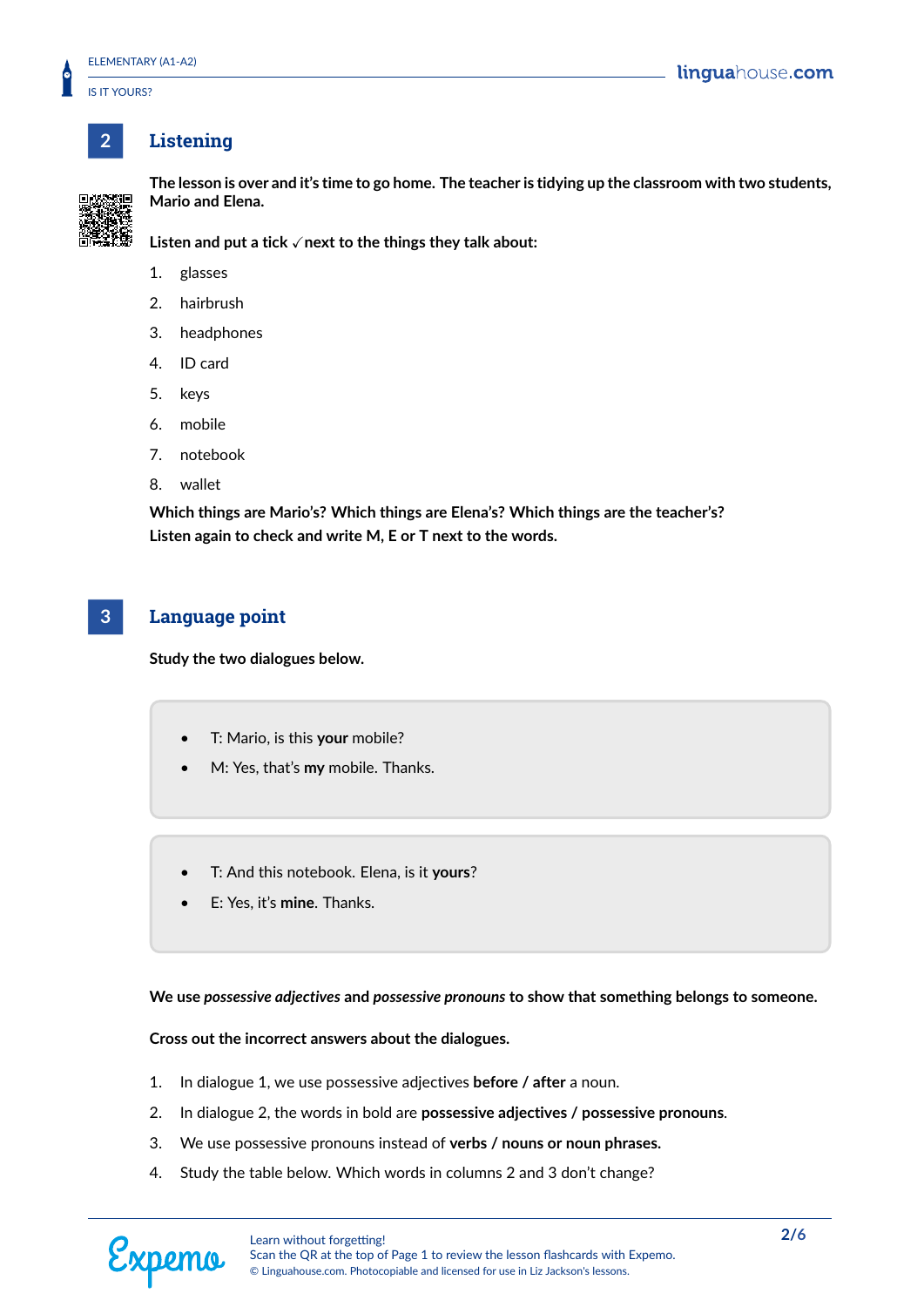## 2 Listening

**The lesson is over and it's time to go home. The teacher is tidying up the classroom with two students, Mario and Elena.**

**Listen and put a tick ✓ next to the things they talk about:**

1. glasses
2. hairbrush
3. headphones
4. ID card
5. keys
6. mobile
7. notebook
8. wallet

**Which things are Mario's? Which things are Elena's? Which things are the teacher's? Listen again to check and write M, E or T next to the words.**

## 3 Language point

**Study the two dialogues below.**

- T: Mario, is this **your** mobile?
- M: Yes, that's **my** mobile. Thanks.

- T: And this notebook. Elena, is it **yours**?
- E: Yes, it's **mine**. Thanks.

**We use *possessive adjectives* and *possessive pronouns* to show that something belongs to someone.**

**Cross out the incorrect answers about the dialogues.**

1. In dialogue 1, we use possessive adjectives **before / after** a noun.
2. In dialogue 2, the words in bold are **possessive adjectives / possessive pronouns**.
3. We use possessive pronouns instead of **verbs / nouns or noun phrases.**
4. Study the table below. Which words in columns 2 and 3 don't change?

Learn without forgetting!
Scan the QR at the top of Page 1 to review the lesson flashcards with Expemo.
© Linguahouse.com. Photocopiable and licensed for use in Liz Jackson's lessons.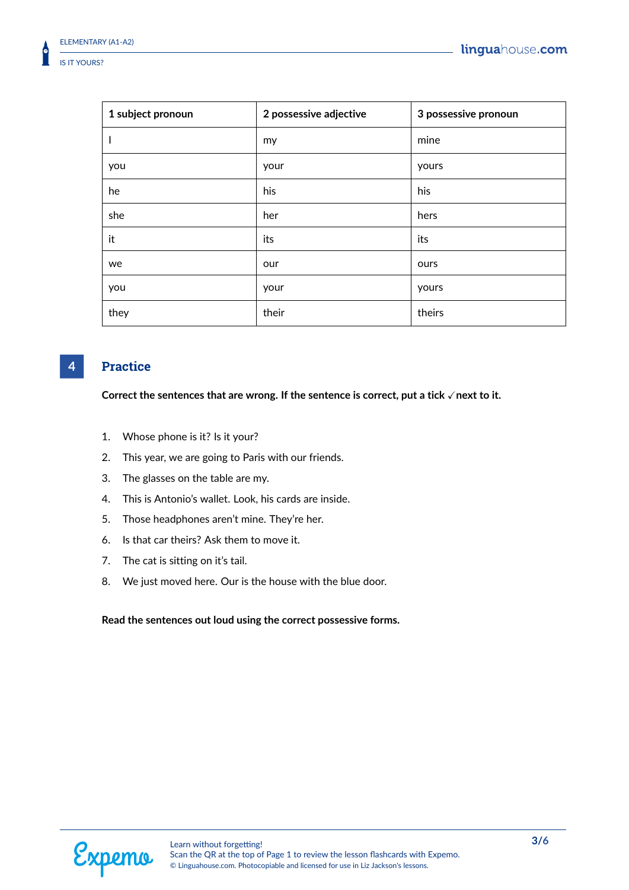| 1 subject pronoun | 2 possessive adjective | 3 possessive pronoun |
|---|---|---|
| I | my | mine |
| you | your | yours |
| he | his | his |
| she | her | hers |
| it | its | its |
| we | our | ours |
| you | your | yours |
| they | their | theirs |

## 4 Practice

**Correct the sentences that are wrong. If the sentence is correct, put a tick ✓ next to it.**

1. Whose phone is it? Is it your?
2. This year, we are going to Paris with our friends.
3. The glasses on the table are my.
4. This is Antonio's wallet. Look, his cards are inside.
5. Those headphones aren't mine. They're her.
6. Is that car theirs? Ask them to move it.
7. The cat is sitting on it's tail.
8. We just moved here. Our is the house with the blue door.

**Read the sentences out loud using the correct possessive forms.**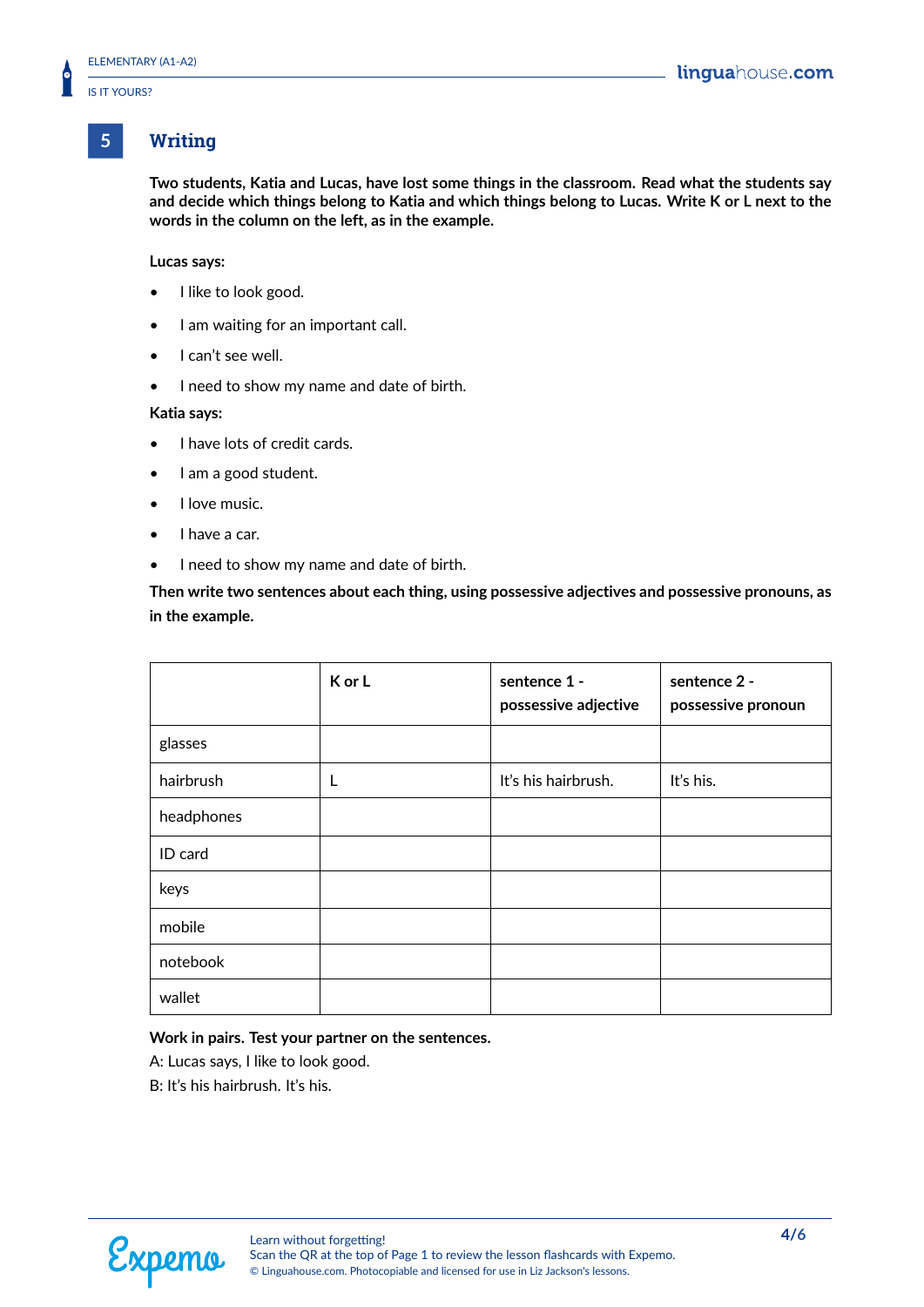## 5 Writing

**Two students, Katia and Lucas, have lost some things in the classroom. Read what the students say and decide which things belong to Katia and which things belong to Lucas. Write K or L next to the words in the column on the left, as in the example.**

**Lucas says:**

- I like to look good.
- I am waiting for an important call.
- I can't see well.
- I need to show my name and date of birth.

**Katia says:**

- I have lots of credit cards.
- I am a good student.
- I love music.
- I have a car.
- I need to show my name and date of birth.

**Then write two sentences about each thing, using possessive adjectives and possessive pronouns, as in the example.**

| | K or L | sentence 1 - possessive adjective | sentence 2 - possessive pronoun |
|---|---|---|---|
| glasses | | | |
| hairbrush | L | It's his hairbrush. | It's his. |
| headphones | | | |
| ID card | | | |
| keys | | | |
| mobile | | | |
| notebook | | | |
| wallet | | | |

**Work in pairs. Test your partner on the sentences.**

A: Lucas says, I like to look good.

B: It's his hairbrush. It's his.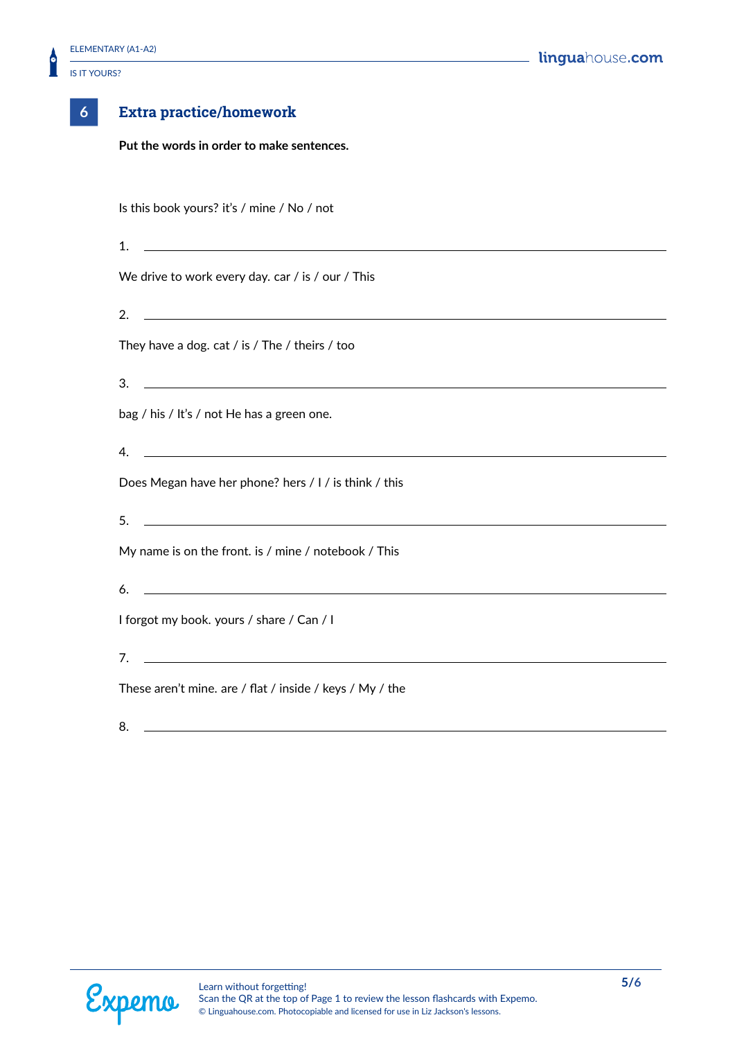## 6 Extra practice/homework

**Put the words in order to make sentences.**

Is this book yours? it's / mine / No / not

1. ______________________________

We drive to work every day. car / is / our / This

2. ______________________________

They have a dog. cat / is / The / theirs / too

3. ______________________________

bag / his / It's / not He has a green one.

4. ______________________________

Does Megan have her phone? hers / I / is think / this

5. ______________________________

My name is on the front. is / mine / notebook / This

6. ______________________________

I forgot my book. yours / share / Can / I

7. ______________________________

These aren't mine. are / flat / inside / keys / My / the

8. ______________________________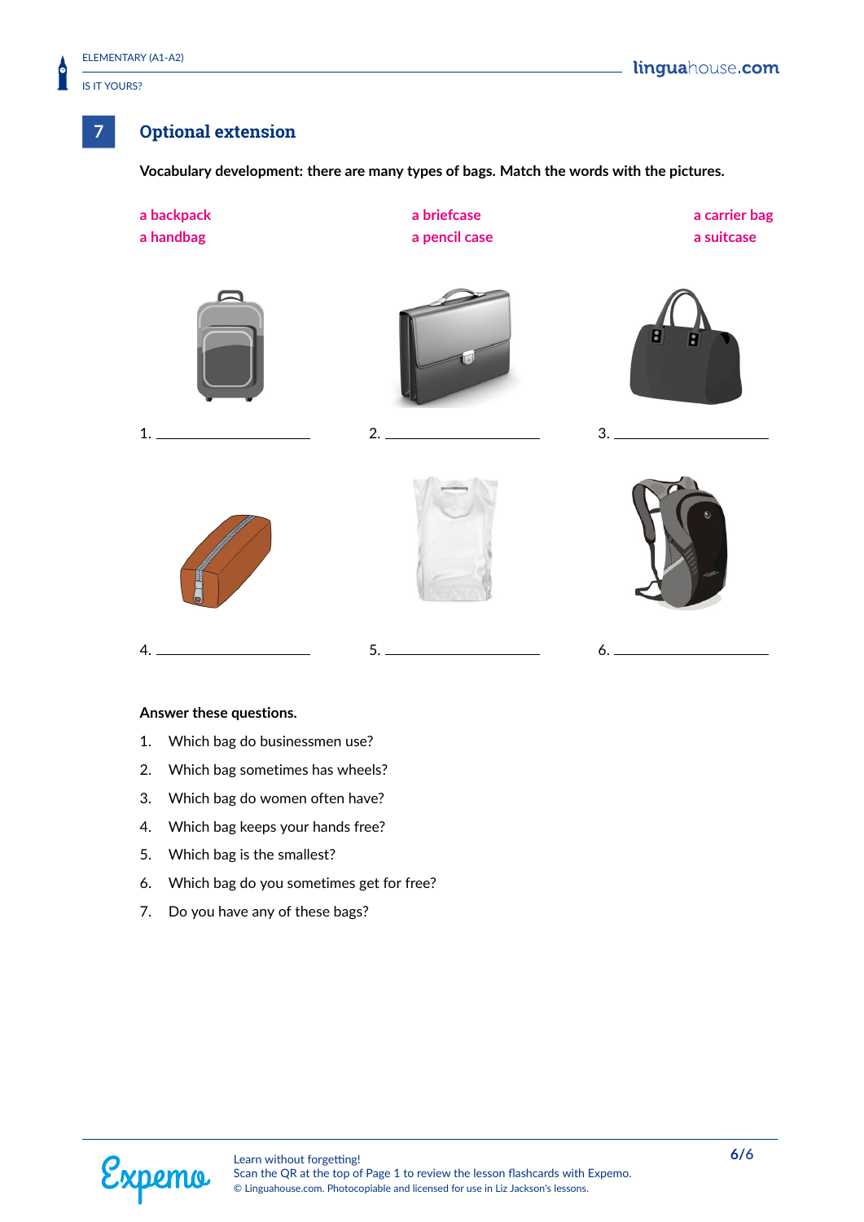## 7 Optional extension

**Vocabulary development: there are many types of bags. Match the words with the pictures.**

a backpack
a handbag
a briefcase
a pencil case
a carrier bag
a suitcase

1. ____________________
2. ____________________
3. ____________________
4. ____________________
5. ____________________
6. ____________________

**Answer these questions.**

1. Which bag do businessmen use?
2. Which bag sometimes has wheels?
3. Which bag do women often have?
4. Which bag keeps your hands free?
5. Which bag is the smallest?
6. Which bag do you sometimes get for free?
7. Do you have any of these bags?